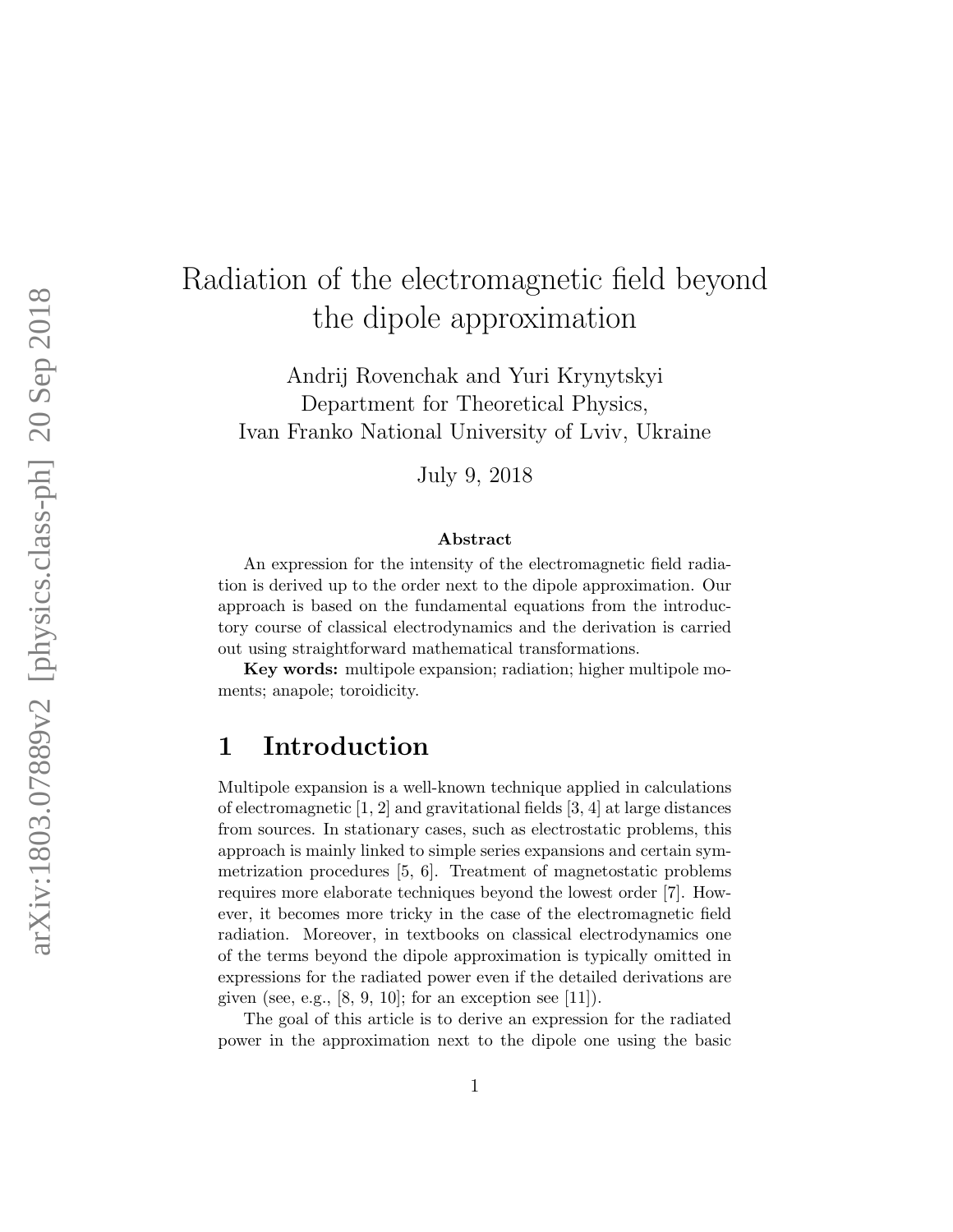# Radiation of the electromagnetic field beyond the dipole approximation

Andrij Rovenchak and Yuri Krynytskyi
Department for Theoretical Physics,
Ivan Franko National University of Lviv, Ukraine

July 9, 2018

### Abstract

An expression for the intensity of the electromagnetic field radiation is derived up to the order next to the dipole approximation. Our approach is based on the fundamental equations from the introductory course of classical electrodynamics and the derivation is carried out using straightforward mathematical transformations.

**Key words:** multipole expansion; radiation; higher multipole moments; anapole; toroidicity.

## 1 Introduction

Multipole expansion is a well-known technique applied in calculations of electromagnetic [1, 2] and gravitational fields [3, 4] at large distances from sources. In stationary cases, such as electrostatic problems, this approach is mainly linked to simple series expansions and certain symmetrization procedures [5, 6]. Treatment of magnetostatic problems requires more elaborate techniques beyond the lowest order [7]. However, it becomes more tricky in the case of the electromagnetic field radiation. Moreover, in textbooks on classical electrodynamics one of the terms beyond the dipole approximation is typically omitted in expressions for the radiated power even if the detailed derivations are given (see, e.g., [8, 9, 10]; for an exception see [11]).

The goal of this article is to derive an expression for the radiated power in the approximation next to the dipole one using the basic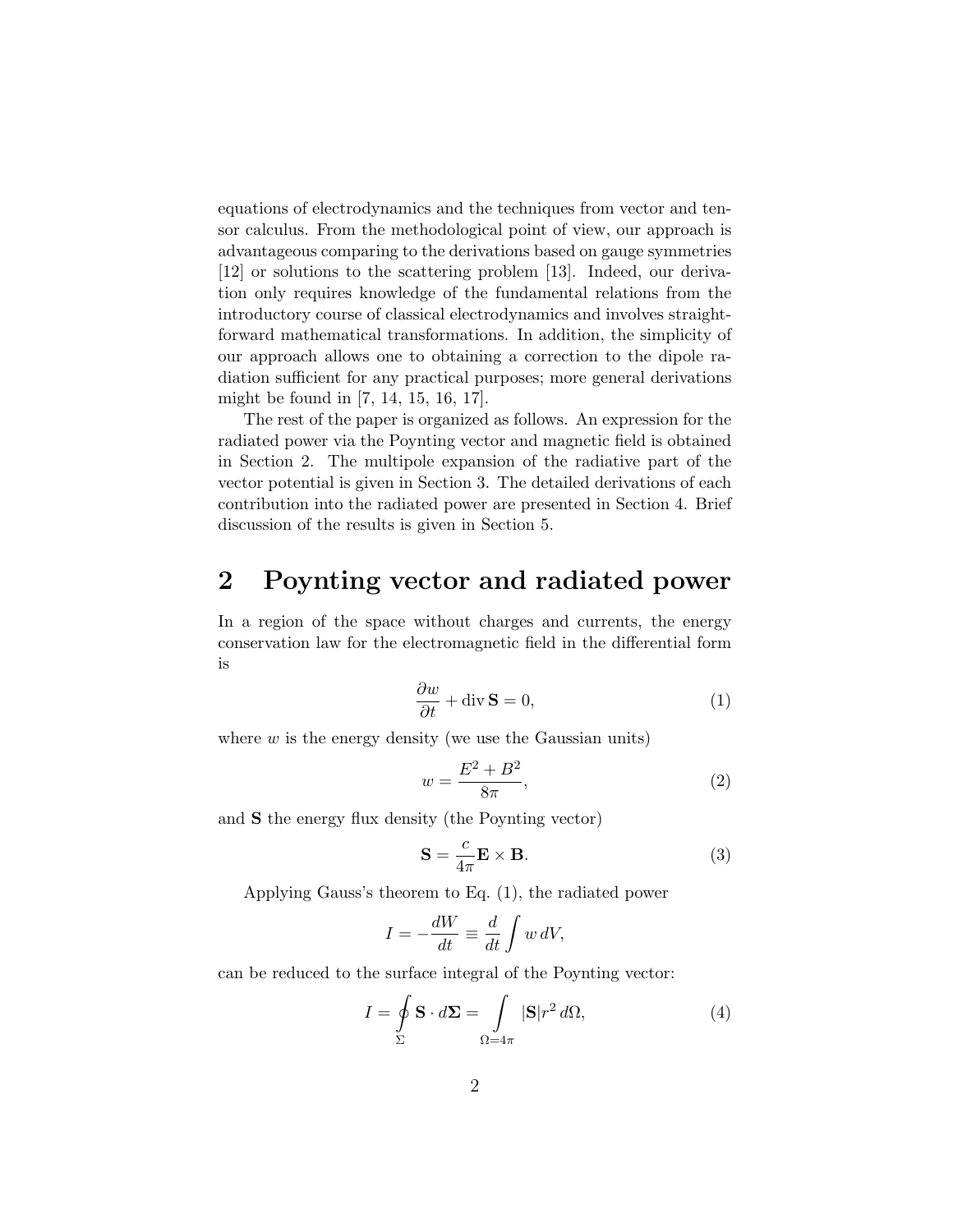equations of electrodynamics and the techniques from vector and tensor calculus. From the methodological point of view, our approach is advantageous comparing to the derivations based on gauge symmetries [12] or solutions to the scattering problem [13]. Indeed, our derivation only requires knowledge of the fundamental relations from the introductory course of classical electrodynamics and involves straightforward mathematical transformations. In addition, the simplicity of our approach allows one to obtaining a correction to the dipole radiation sufficient for any practical purposes; more general derivations might be found in [7, 14, 15, 16, 17].

The rest of the paper is organized as follows. An expression for the radiated power via the Poynting vector and magnetic field is obtained in Section 2. The multipole expansion of the radiative part of the vector potential is given in Section 3. The detailed derivations of each contribution into the radiated power are presented in Section 4. Brief discussion of the results is given in Section 5.

# 2 Poynting vector and radiated power

In a region of the space without charges and currents, the energy conservation law for the electromagnetic field in the differential form is

$$\frac{\partial w}{\partial t} + \operatorname{div} \mathbf{S} = 0, \tag{1}$$

where $w$ is the energy density (we use the Gaussian units)

$$w = \frac{E^2 + B^2}{8\pi}, \tag{2}$$

and $\mathbf{S}$ the energy flux density (the Poynting vector)

$$\mathbf{S} = \frac{c}{4\pi} \mathbf{E} \times \mathbf{B}. \tag{3}$$

Applying Gauss's theorem to Eq. (1), the radiated power

$$I = -\frac{dW}{dt} \equiv \frac{d}{dt} \int w \, dV,$$

can be reduced to the surface integral of the Poynting vector:

$$I = \oint\limits_{\Sigma} \mathbf{S} \cdot d\mathbf{\Sigma} = \int\limits_{\Omega = 4\pi} |\mathbf{S}| r^2 \, d\Omega, \tag{4}$$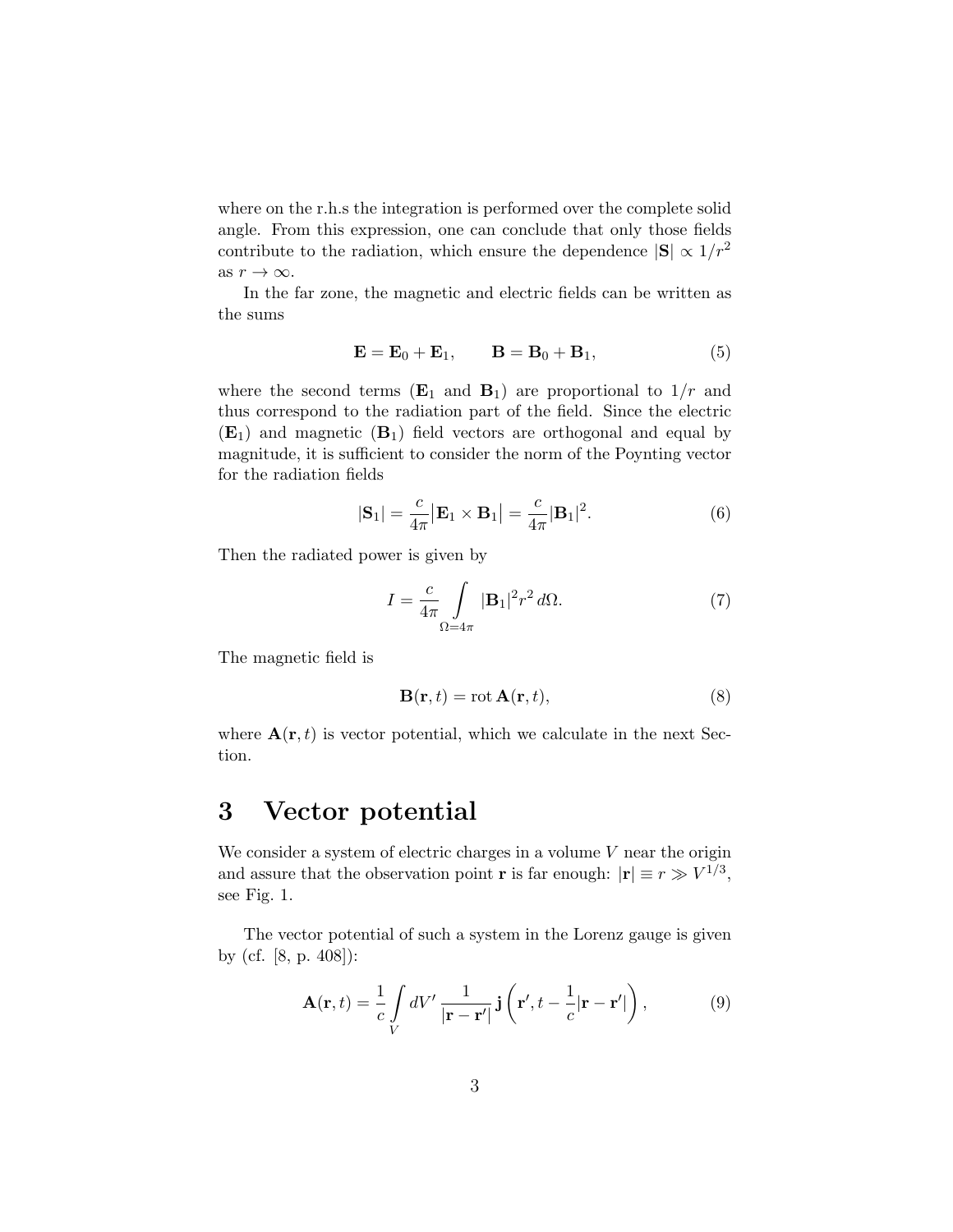where on the r.h.s the integration is performed over the complete solid angle. From this expression, one can conclude that only those fields contribute to the radiation, which ensure the dependence $|\mathbf{S}| \propto 1/r^2$ as $r \to \infty$.

In the far zone, the magnetic and electric fields can be written as the sums

$$\mathbf{E} = \mathbf{E}_0 + \mathbf{E}_1, \qquad \mathbf{B} = \mathbf{B}_0 + \mathbf{B}_1, \tag{5}$$

where the second terms ($\mathbf{E}_1$ and $\mathbf{B}_1$) are proportional to $1/r$ and thus correspond to the radiation part of the field. Since the electric ($\mathbf{E}_1$) and magnetic ($\mathbf{B}_1$) field vectors are orthogonal and equal by magnitude, it is sufficient to consider the norm of the Poynting vector for the radiation fields

$$|\mathbf{S}_1| = \frac{c}{4\pi}\big|\mathbf{E}_1 \times \mathbf{B}_1\big| = \frac{c}{4\pi}|\mathbf{B}_1|^2. \tag{6}$$

Then the radiated power is given by

$$I = \frac{c}{4\pi} \int\limits_{\Omega=4\pi} |\mathbf{B}_1|^2 r^2 \, d\Omega. \tag{7}$$

The magnetic field is

$$\mathbf{B}(\mathbf{r}, t) = \operatorname{rot} \mathbf{A}(\mathbf{r}, t), \tag{8}$$

where $\mathbf{A}(\mathbf{r}, t)$ is vector potential, which we calculate in the next Section.

# 3 Vector potential

We consider a system of electric charges in a volume $V$ near the origin and assure that the observation point $\mathbf{r}$ is far enough: $|\mathbf{r}| \equiv r \gg V^{1/3}$, see Fig. 1.

The vector potential of such a system in the Lorenz gauge is given by (cf. [8, p. 408]):

$$\mathbf{A}(\mathbf{r}, t) = \frac{1}{c} \int\limits_V dV' \, \frac{1}{|\mathbf{r} - \mathbf{r}'|} \, \mathbf{j}\left(\mathbf{r}', t - \frac{1}{c}|\mathbf{r} - \mathbf{r}'|\right), \tag{9}$$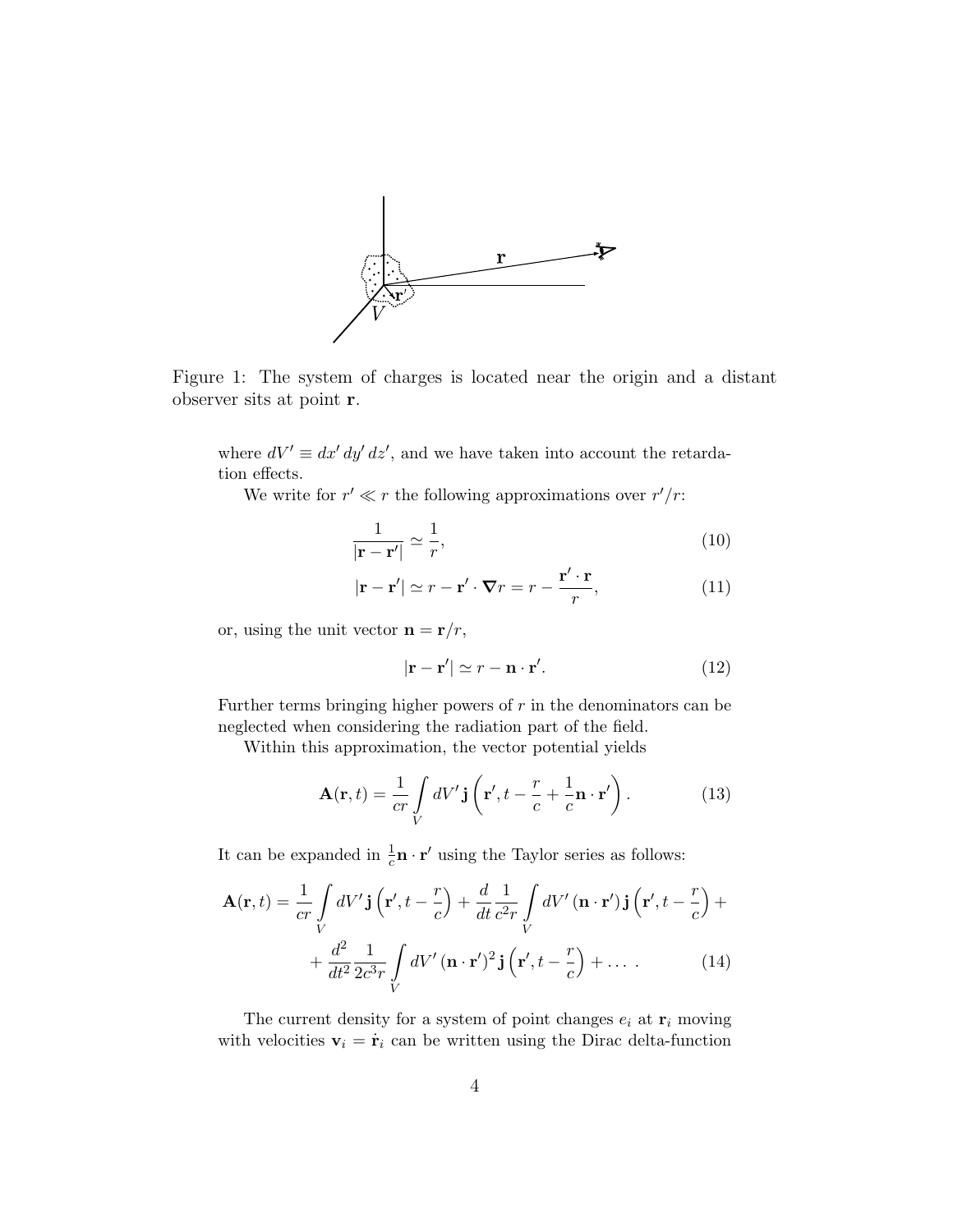Figure 1: The system of charges is located near the origin and a distant observer sits at point $\mathbf{r}$.

where $dV' \equiv dx'\, dy'\, dz'$, and we have taken into account the retardation effects.

We write for $r' \ll r$ the following approximations over $r'/r$:

$$\frac{1}{|\mathbf{r} - \mathbf{r}'|} \simeq \frac{1}{r}, \tag{10}$$

$$|\mathbf{r} - \mathbf{r}'| \simeq r - \mathbf{r}' \cdot \boldsymbol{\nabla} r = r - \frac{\mathbf{r}' \cdot \mathbf{r}}{r}, \tag{11}$$

or, using the unit vector $\mathbf{n} = \mathbf{r}/r$,

$$|\mathbf{r} - \mathbf{r}'| \simeq r - \mathbf{n} \cdot \mathbf{r}'. \tag{12}$$

Further terms bringing higher powers of $r$ in the denominators can be neglected when considering the radiation part of the field.

Within this approximation, the vector potential yields

$$\mathbf{A}(\mathbf{r}, t) = \frac{1}{cr} \int\limits_V dV' \, \mathbf{j}\left(\mathbf{r}', t - \frac{r}{c} + \frac{1}{c}\mathbf{n} \cdot \mathbf{r}'\right). \tag{13}$$

It can be expanded in $\frac{1}{c}\mathbf{n} \cdot \mathbf{r}'$ using the Taylor series as follows:

$$\mathbf{A}(\mathbf{r}, t) = \frac{1}{cr} \int\limits_V dV' \, \mathbf{j}\left(\mathbf{r}', t - \frac{r}{c}\right) + \frac{d}{dt} \frac{1}{c^2 r} \int\limits_V dV' \, (\mathbf{n} \cdot \mathbf{r}')\, \mathbf{j}\left(\mathbf{r}', t - \frac{r}{c}\right) + \\ + \frac{d^2}{dt^2} \frac{1}{2c^3 r} \int\limits_V dV' \, (\mathbf{n} \cdot \mathbf{r}')^2 \, \mathbf{j}\left(\mathbf{r}', t - \frac{r}{c}\right) + \ldots \, . \tag{14}$$

The current density for a system of point changes $e_i$ at $\mathbf{r}_i$ moving with velocities $\mathbf{v}_i = \dot{\mathbf{r}}_i$ can be written using the Dirac delta-function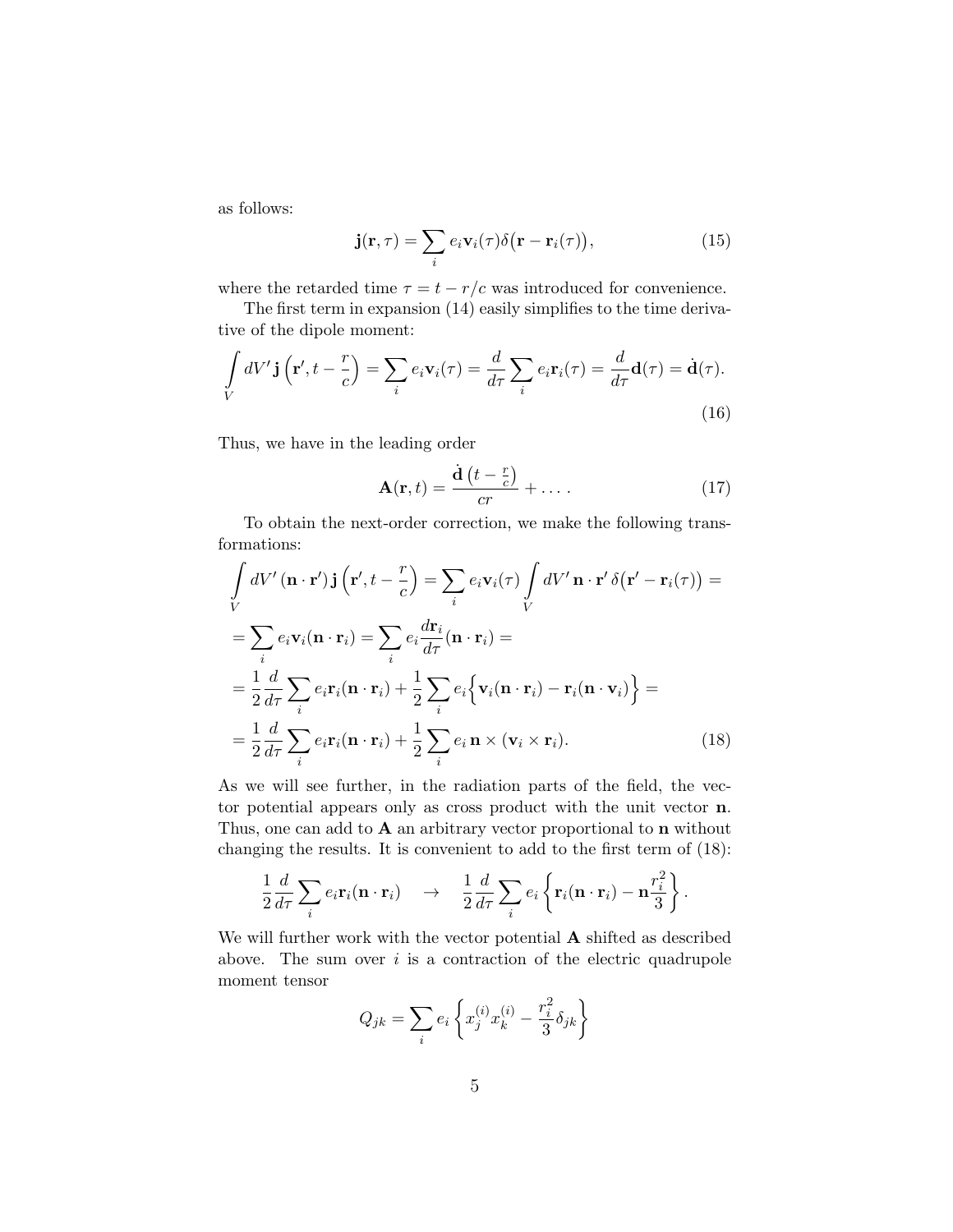as follows:

$$\mathbf{j}(\mathbf{r},\tau) = \sum_i e_i \mathbf{v}_i(\tau)\delta\big(\mathbf{r} - \mathbf{r}_i(\tau)\big), \tag{15}$$

where the retarded time $\tau = t - r/c$ was introduced for convenience.

The first term in expansion (14) easily simplifies to the time derivative of the dipole moment:

$$\int\limits_V dV'\,\mathbf{j}\left(\mathbf{r}', t - \frac{r}{c}\right) = \sum_i e_i \mathbf{v}_i(\tau) = \frac{d}{d\tau}\sum_i e_i \mathbf{r}_i(\tau) = \frac{d}{d\tau}\mathbf{d}(\tau) = \dot{\mathbf{d}}(\tau). \tag{16}$$

Thus, we have in the leading order

$$\mathbf{A}(\mathbf{r},t) = \frac{\dot{\mathbf{d}}\left(t - \frac{r}{c}\right)}{cr} + \ldots. \tag{17}$$

To obtain the next-order correction, we make the following transformations:

$$\begin{aligned}
&\int\limits_V dV'\,(\mathbf{n}\cdot\mathbf{r}')\,\mathbf{j}\left(\mathbf{r}', t - \frac{r}{c}\right) = \sum_i e_i \mathbf{v}_i(\tau)\int\limits_V dV'\,\mathbf{n}\cdot\mathbf{r}'\,\delta\big(\mathbf{r}' - \mathbf{r}_i(\tau)\big) = \\
&= \sum_i e_i \mathbf{v}_i(\mathbf{n}\cdot\mathbf{r}_i) = \sum_i e_i \frac{d\mathbf{r}_i}{d\tau}(\mathbf{n}\cdot\mathbf{r}_i) = \\
&= \frac{1}{2}\frac{d}{d\tau}\sum_i e_i \mathbf{r}_i(\mathbf{n}\cdot\mathbf{r}_i) + \frac{1}{2}\sum_i e_i\Big\{\mathbf{v}_i(\mathbf{n}\cdot\mathbf{r}_i) - \mathbf{r}_i(\mathbf{n}\cdot\mathbf{v}_i)\Big\} = \\
&= \frac{1}{2}\frac{d}{d\tau}\sum_i e_i \mathbf{r}_i(\mathbf{n}\cdot\mathbf{r}_i) + \frac{1}{2}\sum_i e_i\,\mathbf{n}\times(\mathbf{v}_i\times\mathbf{r}_i).
\end{aligned} \tag{18}$$

As we will see further, in the radiation parts of the field, the vector potential appears only as cross product with the unit vector $\mathbf{n}$. Thus, one can add to $\mathbf{A}$ an arbitrary vector proportional to $\mathbf{n}$ without changing the results. It is convenient to add to the first term of (18):

$$\frac{1}{2}\frac{d}{d\tau}\sum_i e_i \mathbf{r}_i(\mathbf{n}\cdot\mathbf{r}_i) \quad\rightarrow\quad \frac{1}{2}\frac{d}{d\tau}\sum_i e_i\left\{\mathbf{r}_i(\mathbf{n}\cdot\mathbf{r}_i) - \mathbf{n}\frac{r_i^2}{3}\right\}.$$

We will further work with the vector potential $\mathbf{A}$ shifted as described above. The sum over $i$ is a contraction of the electric quadrupole moment tensor

$$Q_{jk} = \sum_i e_i\left\{x_j^{(i)}x_k^{(i)} - \frac{r_i^2}{3}\delta_{jk}\right\}$$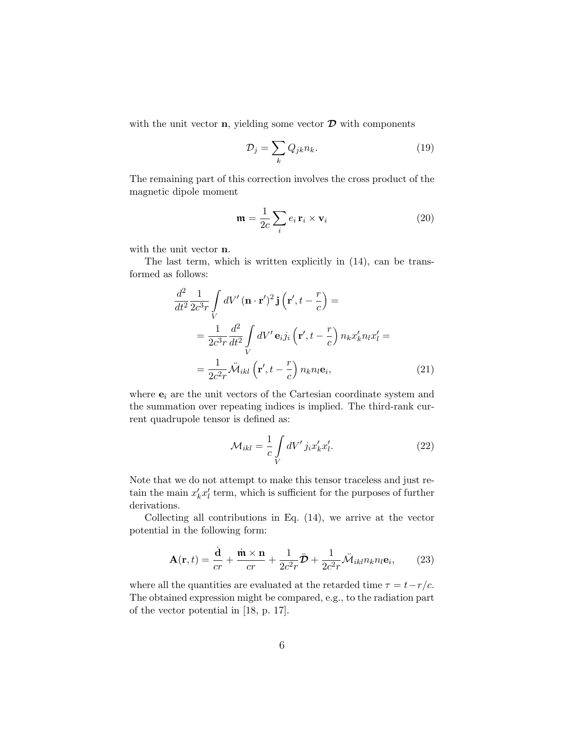with the unit vector $\mathbf{n}$, yielding some vector $\boldsymbol{\mathcal{D}}$ with components

$$\mathcal{D}_j = \sum_k Q_{jk} n_k. \tag{19}$$

The remaining part of this correction involves the cross product of the magnetic dipole moment

$$\mathfrak{m} = \frac{1}{2c} \sum_i e_i \, \mathbf{r}_i \times \mathbf{v}_i \tag{20}$$

with the unit vector $\mathbf{n}$.

The last term, which is written explicitly in (14), can be transformed as follows:

$$\begin{aligned}
&\frac{d^2}{dt^2} \frac{1}{2c^3 r} \int\limits_V dV' \, (\mathbf{n} \cdot \mathbf{r}')^2 \, \mathbf{j}\left(\mathbf{r}', t - \frac{r}{c}\right) = \\
&= \frac{1}{2c^3 r} \frac{d^2}{dt^2} \int\limits_V dV' \, \mathbf{e}_i j_i \left(\mathbf{r}', t - \frac{r}{c}\right) n_k x'_k n_l x'_l = \\
&= \frac{1}{2c^2 r} \ddot{\mathcal{M}}_{ikl} \left(\mathbf{r}', t - \frac{r}{c}\right) n_k n_l \mathbf{e}_i,
\end{aligned} \tag{21}$$

where $\mathbf{e}_i$ are the unit vectors of the Cartesian coordinate system and the summation over repeating indices is implied. The third-rank current quadrupole tensor is defined as:

$$\mathcal{M}_{ikl} = \frac{1}{c} \int\limits_V dV' \, j_i x'_k x'_l. \tag{22}$$

Note that we do not attempt to make this tensor traceless and just retain the main $x'_k x'_l$ term, which is sufficient for the purposes of further derivations.

Collecting all contributions in Eq. (14), we arrive at the vector potential in the following form:

$$\mathbf{A}(\mathbf{r}, t) = \frac{\dot{\mathbf{d}}}{cr} + \frac{\dot{\mathfrak{m}} \times \mathbf{n}}{cr} + \frac{1}{2c^2 r} \ddot{\boldsymbol{\mathcal{D}}} + \frac{1}{2c^2 r} \ddot{\mathcal{M}}_{ikl} n_k n_l \mathbf{e}_i, \tag{23}$$

where all the quantities are evaluated at the retarded time $\tau = t - r/c$. The obtained expression might be compared, e.g., to the radiation part of the vector potential in [18, p. 17].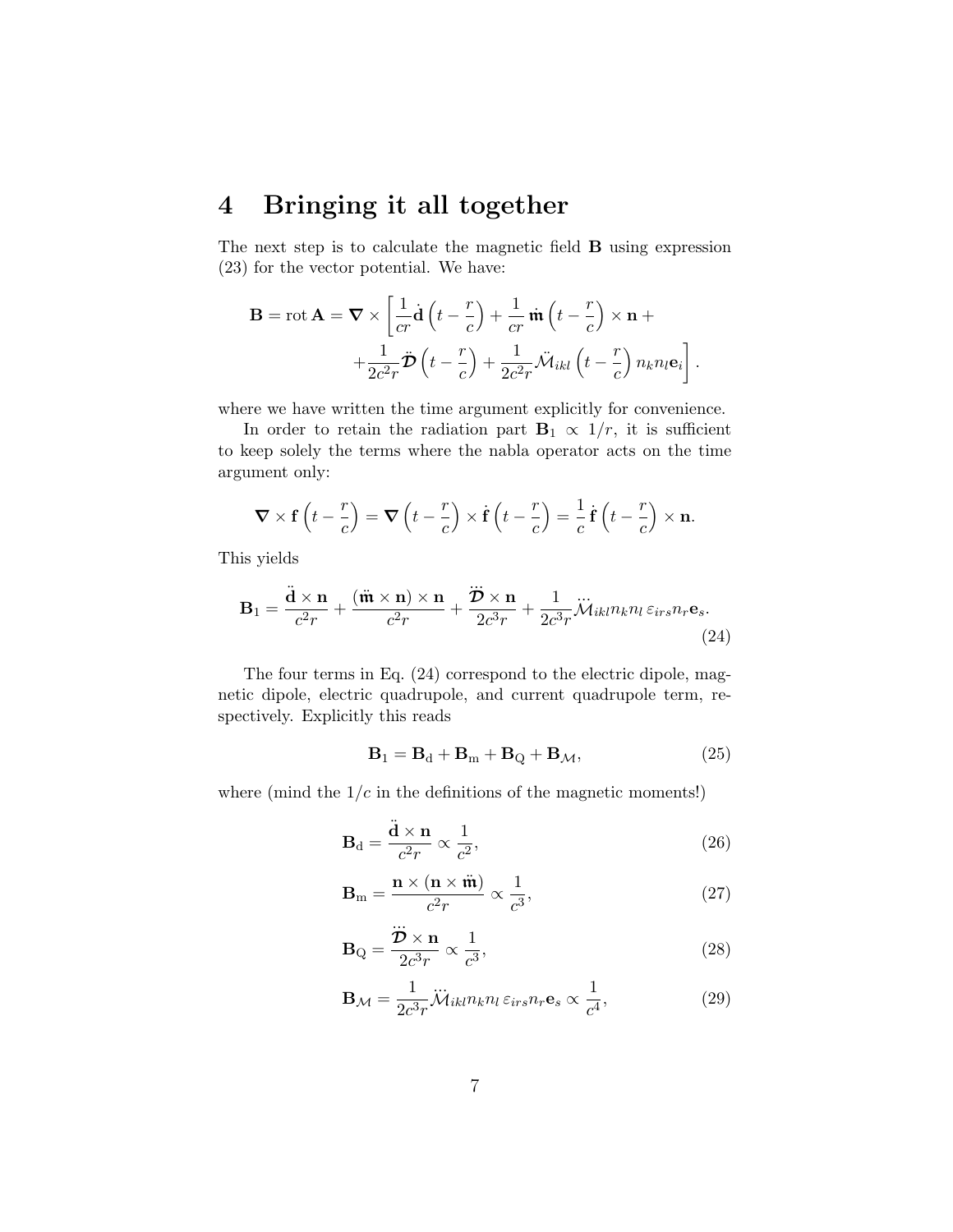## 4 Bringing it all together

The next step is to calculate the magnetic field $\mathbf{B}$ using expression (23) for the vector potential. We have:

$$\mathbf{B} = \operatorname{rot}\mathbf{A} = \boldsymbol{\nabla} \times \left[ \frac{1}{cr}\dot{\mathbf{d}}\left(t - \frac{r}{c}\right) + \frac{1}{cr}\,\dot{\mathfrak{m}}\left(t - \frac{r}{c}\right) \times \mathbf{n} + \right.$$
$$\left. + \frac{1}{2c^2 r}\ddot{\boldsymbol{\mathcal{D}}}\left(t - \frac{r}{c}\right) + \frac{1}{2c^2 r}\ddot{\mathcal{M}}_{ikl}\left(t - \frac{r}{c}\right) n_k n_l \mathbf{e}_i \right].$$

where we have written the time argument explicitly for convenience.

In order to retain the radiation part $\mathbf{B}_1 \propto 1/r$, it is sufficient to keep solely the terms where the nabla operator acts on the time argument only:

$$\boldsymbol{\nabla} \times \mathbf{f}\left(t - \frac{r}{c}\right) = \boldsymbol{\nabla}\left(t - \frac{r}{c}\right) \times \dot{\mathbf{f}}\left(t - \frac{r}{c}\right) = \frac{1}{c}\,\dot{\mathbf{f}}\left(t - \frac{r}{c}\right) \times \mathbf{n}.$$

This yields

$$\mathbf{B}_1 = \frac{\ddot{\mathbf{d}} \times \mathbf{n}}{c^2 r} + \frac{(\ddot{\mathfrak{m}} \times \mathbf{n}) \times \mathbf{n}}{c^2 r} + \frac{\dddot{\boldsymbol{\mathcal{D}}} \times \mathbf{n}}{2c^3 r} + \frac{1}{2c^3 r}\dddot{\mathcal{M}}_{ikl} n_k n_l \, \varepsilon_{irs} n_r \mathbf{e}_s. \tag{24}$$

The four terms in Eq. (24) correspond to the electric dipole, magnetic dipole, electric quadrupole, and current quadrupole term, respectively. Explicitly this reads

$$\mathbf{B}_1 = \mathbf{B}_{\mathrm{d}} + \mathbf{B}_{\mathrm{m}} + \mathbf{B}_{\mathrm{Q}} + \mathbf{B}_{\mathcal{M}}, \tag{25}$$

where (mind the $1/c$ in the definitions of the magnetic moments!)

$$\mathbf{B}_{\mathrm{d}} = \frac{\ddot{\mathbf{d}} \times \mathbf{n}}{c^2 r} \propto \frac{1}{c^2}, \tag{26}$$

$$\mathbf{B}_{\mathrm{m}} = \frac{\mathbf{n} \times (\mathbf{n} \times \ddot{\mathfrak{m}})}{c^2 r} \propto \frac{1}{c^3}, \tag{27}$$

$$\mathbf{B}_{\mathrm{Q}} = \frac{\dddot{\boldsymbol{\mathcal{D}}} \times \mathbf{n}}{2c^3 r} \propto \frac{1}{c^3}, \tag{28}$$

$$\mathbf{B}_{\mathcal{M}} = \frac{1}{2c^3 r}\dddot{\mathcal{M}}_{ikl} n_k n_l \, \varepsilon_{irs} n_r \mathbf{e}_s \propto \frac{1}{c^4}, \tag{29}$$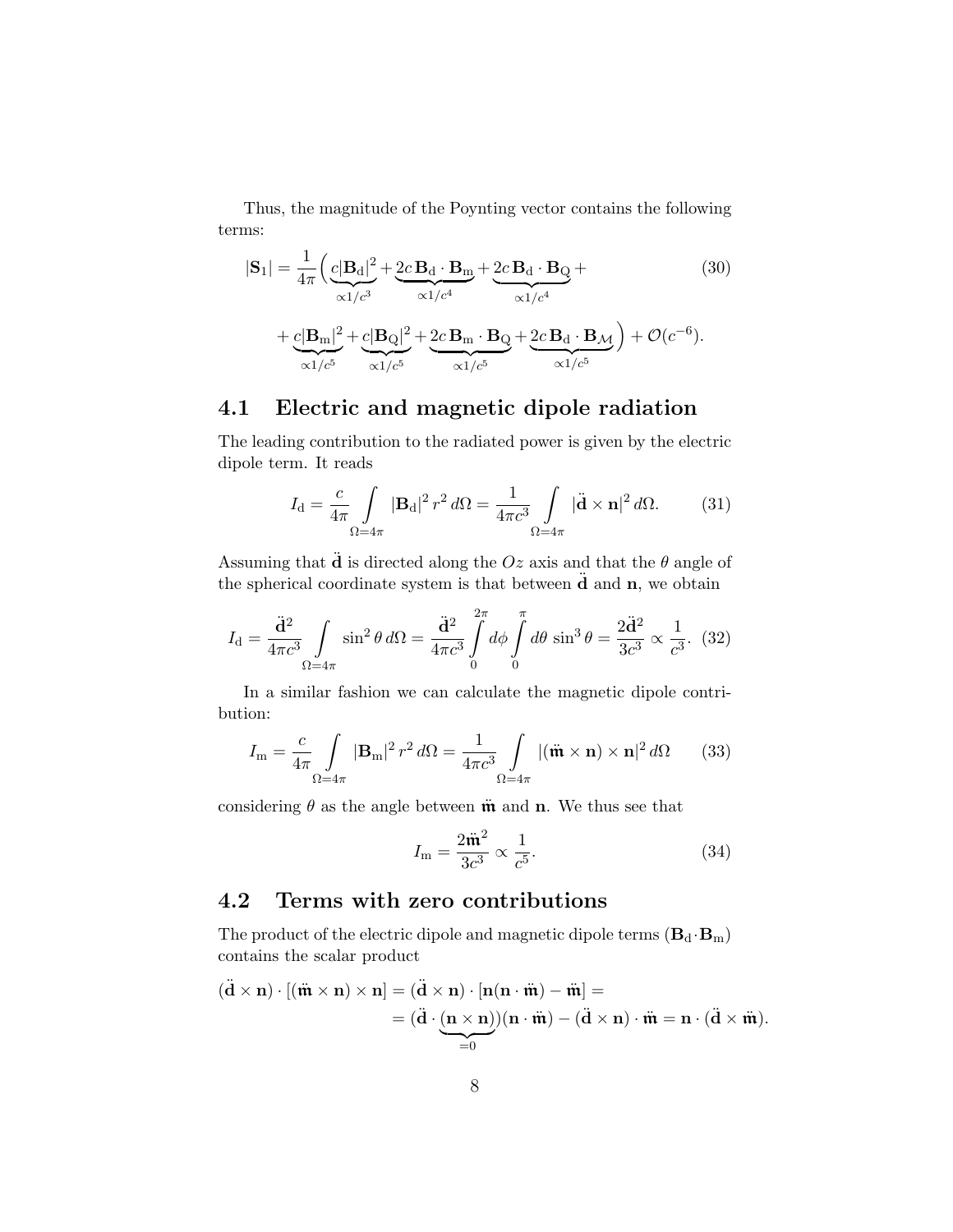Thus, the magnitude of the Poynting vector contains the following terms:

$$|\mathbf{S}_1| = \frac{1}{4\pi}\Big(\underbrace{c|\mathbf{B}_\mathrm{d}|^2}_{\propto 1/c^3} + \underbrace{2c\,\mathbf{B}_\mathrm{d}\cdot\mathbf{B}_\mathrm{m}}_{\propto 1/c^4} + \underbrace{2c\,\mathbf{B}_\mathrm{d}\cdot\mathbf{B}_\mathrm{Q}}_{\propto 1/c^4} + \tag{30}$$

$$+ \underbrace{c|\mathbf{B}_\mathrm{m}|^2}_{\propto 1/c^5} + \underbrace{c|\mathbf{B}_\mathrm{Q}|^2}_{\propto 1/c^5} + \underbrace{2c\,\mathbf{B}_\mathrm{m}\cdot\mathbf{B}_\mathrm{Q}}_{\propto 1/c^5} + \underbrace{2c\,\mathbf{B}_\mathrm{d}\cdot\mathbf{B}_\mathcal{M}}_{\propto 1/c^5}\Big) + \mathcal{O}(c^{-6}).$$

## 4.1 Electric and magnetic dipole radiation

The leading contribution to the radiated power is given by the electric dipole term. It reads

$$I_\mathrm{d} = \frac{c}{4\pi}\int\limits_{\Omega=4\pi} |\mathbf{B}_\mathrm{d}|^2\, r^2\, d\Omega = \frac{1}{4\pi c^3}\int\limits_{\Omega=4\pi} |\ddot{\mathbf{d}}\times\mathbf{n}|^2\, d\Omega. \tag{31}$$

Assuming that $\ddot{\mathbf{d}}$ is directed along the $Oz$ axis and that the $\theta$ angle of the spherical coordinate system is that between $\ddot{\mathbf{d}}$ and $\mathbf{n}$, we obtain

$$I_\mathrm{d} = \frac{\ddot{\mathbf{d}}^2}{4\pi c^3}\int\limits_{\Omega=4\pi} \sin^2\theta\, d\Omega = \frac{\ddot{\mathbf{d}}^2}{4\pi c^3}\int\limits_0^{2\pi} d\phi \int\limits_0^{\pi} d\theta\, \sin^3\theta = \frac{2\ddot{\mathbf{d}}^2}{3c^3} \propto \frac{1}{c^3}. \tag{32}$$

In a similar fashion we can calculate the magnetic dipole contribution:

$$I_\mathrm{m} = \frac{c}{4\pi}\int\limits_{\Omega=4\pi} |\mathbf{B}_\mathrm{m}|^2\, r^2\, d\Omega = \frac{1}{4\pi c^3}\int\limits_{\Omega=4\pi} |(\ddot{\mathbf{m}}\times\mathbf{n})\times\mathbf{n}|^2\, d\Omega \tag{33}$$

considering $\theta$ as the angle between $\ddot{\mathbf{m}}$ and $\mathbf{n}$. We thus see that

$$I_\mathrm{m} = \frac{2\ddot{\mathbf{m}}^2}{3c^3} \propto \frac{1}{c^5}. \tag{34}$$

## 4.2 Terms with zero contributions

The product of the electric dipole and magnetic dipole terms ($\mathbf{B}_\mathrm{d}\cdot\mathbf{B}_\mathrm{m}$) contains the scalar product

$$(\ddot{\mathbf{d}}\times\mathbf{n})\cdot[(\ddot{\mathbf{m}}\times\mathbf{n})\times\mathbf{n}] = (\ddot{\mathbf{d}}\times\mathbf{n})\cdot[\mathbf{n}(\mathbf{n}\cdot\ddot{\mathbf{m}}) - \ddot{\mathbf{m}}] =$$

$$= (\ddot{\mathbf{d}}\cdot\underbrace{(\mathbf{n}\times\mathbf{n})}_{=0})(\mathbf{n}\cdot\ddot{\mathbf{m}}) - (\ddot{\mathbf{d}}\times\mathbf{n})\cdot\ddot{\mathbf{m}} = \mathbf{n}\cdot(\ddot{\mathbf{d}}\times\ddot{\mathbf{m}}).$$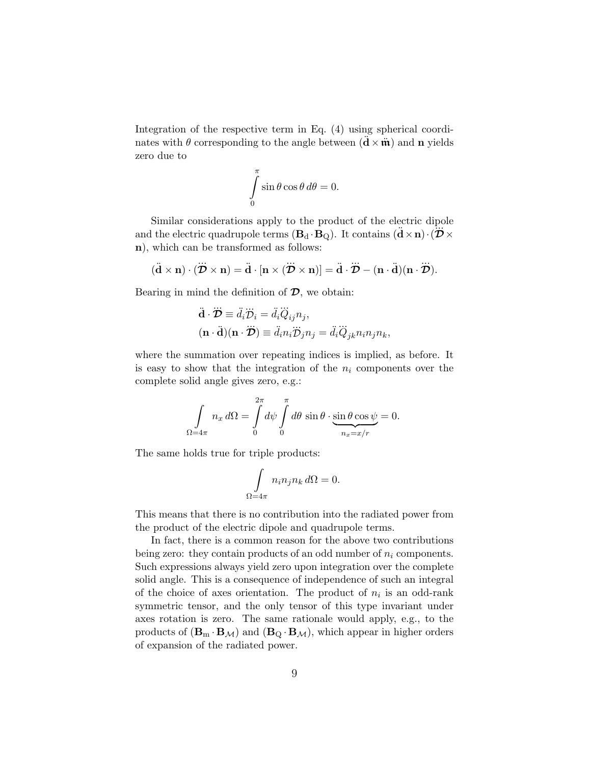Integration of the respective term in Eq. (4) using spherical coordinates with $\theta$ corresponding to the angle between $(\ddot{\mathbf{d}} \times \dddot{\mathbf{m}})$ and $\mathbf{n}$ yields zero due to

$$\int_0^\pi \sin\theta \cos\theta \, d\theta = 0.$$

Similar considerations apply to the product of the electric dipole and the electric quadrupole terms $(\mathbf{B}_\mathrm{d} \cdot \mathbf{B}_\mathrm{Q})$. It contains $(\ddot{\mathbf{d}} \times \mathbf{n}) \cdot (\dddot{\boldsymbol{\mathcal{D}}} \times \mathbf{n})$, which can be transformed as follows:

$$(\ddot{\mathbf{d}} \times \mathbf{n}) \cdot (\dddot{\boldsymbol{\mathcal{D}}} \times \mathbf{n}) = \ddot{\mathbf{d}} \cdot [\mathbf{n} \times (\dddot{\boldsymbol{\mathcal{D}}} \times \mathbf{n})] = \ddot{\mathbf{d}} \cdot \dddot{\boldsymbol{\mathcal{D}}} - (\mathbf{n} \cdot \ddot{\mathbf{d}})(\mathbf{n} \cdot \dddot{\boldsymbol{\mathcal{D}}}).$$

Bearing in mind the definition of $\boldsymbol{\mathcal{D}}$, we obtain:

$$\begin{aligned} \ddot{\mathbf{d}} \cdot \dddot{\boldsymbol{\mathcal{D}}} &\equiv \ddot{d}_i \dddot{\mathcal{D}}_i = \ddot{d}_i \dddot{Q}_{ij} n_j, \\ (\mathbf{n} \cdot \ddot{\mathbf{d}})(\mathbf{n} \cdot \dddot{\boldsymbol{\mathcal{D}}}) &\equiv \ddot{d}_i n_i \dddot{\mathcal{D}}_j n_j = \ddot{d}_i \dddot{Q}_{jk} n_i n_j n_k, \end{aligned}$$

where the summation over repeating indices is implied, as before. It is easy to show that the integration of the $n_i$ components over the complete solid angle gives zero, e.g.:

$$\int_{\Omega=4\pi} n_x \, d\Omega = \int_0^{2\pi} d\psi \int_0^\pi d\theta \, \sin\theta \cdot \underbrace{\sin\theta \cos\psi}_{n_x = x/r} = 0.$$

The same holds true for triple products:

$$\int_{\Omega=4\pi} n_i n_j n_k \, d\Omega = 0.$$

This means that there is no contribution into the radiated power from the product of the electric dipole and quadrupole terms.

In fact, there is a common reason for the above two contributions being zero: they contain products of an odd number of $n_i$ components. Such expressions always yield zero upon integration over the complete solid angle. This is a consequence of independence of such an integral of the choice of axes orientation. The product of $n_i$ is an odd-rank symmetric tensor, and the only tensor of this type invariant under axes rotation is zero. The same rationale would apply, e.g., to the products of $(\mathbf{B}_\mathrm{m} \cdot \mathbf{B}_\mathcal{M})$ and $(\mathbf{B}_\mathrm{Q} \cdot \mathbf{B}_\mathcal{M})$, which appear in higher orders of expansion of the radiated power.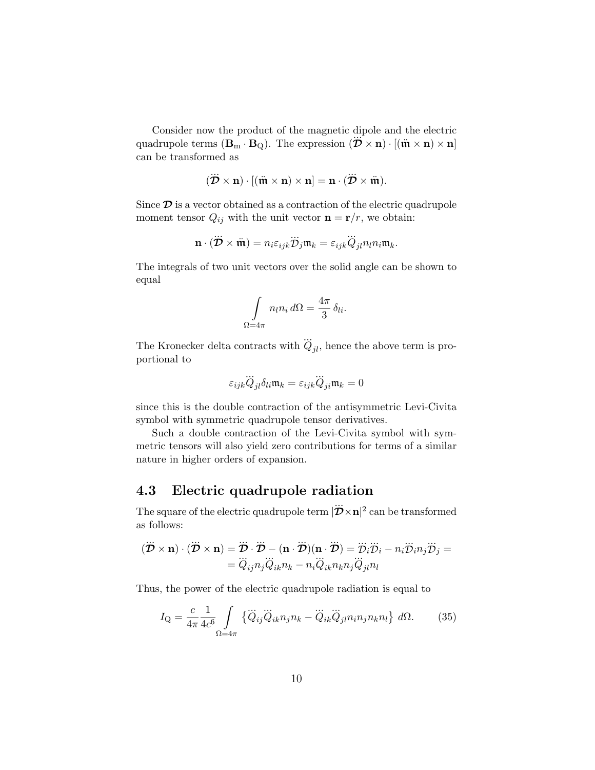Consider now the product of the magnetic dipole and the electric quadrupole terms ($\mathbf{B}_\mathrm{m} \cdot \mathbf{B}_\mathrm{Q}$). The expression $(\dddot{\boldsymbol{\mathcal{D}}} \times \mathbf{n}) \cdot [(\ddot{\mathfrak{m}} \times \mathbf{n}) \times \mathbf{n}]$ can be transformed as

$$(\dddot{\boldsymbol{\mathcal{D}}} \times \mathbf{n}) \cdot [(\ddot{\mathfrak{m}} \times \mathbf{n}) \times \mathbf{n}] = \mathbf{n} \cdot (\dddot{\boldsymbol{\mathcal{D}}} \times \ddot{\mathfrak{m}}).$$

Since $\boldsymbol{\mathcal{D}}$ is a vector obtained as a contraction of the electric quadrupole moment tensor $Q_{ij}$ with the unit vector $\mathbf{n} = \mathbf{r}/r$, we obtain:

$$\mathbf{n} \cdot (\dddot{\boldsymbol{\mathcal{D}}} \times \ddot{\mathfrak{m}}) = n_i \varepsilon_{ijk} \dddot{\mathcal{D}}_j \mathfrak{m}_k = \varepsilon_{ijk} \dddot{Q}_{jl} n_l n_i \mathfrak{m}_k.$$

The integrals of two unit vectors over the solid angle can be shown to equal

$$\int\limits_{\Omega=4\pi} n_l n_i \, d\Omega = \frac{4\pi}{3} \, \delta_{li}.$$

The Kronecker delta contracts with $\dddot{Q}_{jl}$, hence the above term is proportional to

$$\varepsilon_{ijk} \dddot{Q}_{jl} \delta_{li} \mathfrak{m}_k = \varepsilon_{ijk} \dddot{Q}_{ji} \mathfrak{m}_k = 0$$

since this is the double contraction of the antisymmetric Levi-Civita symbol with symmetric quadrupole tensor derivatives.

Such a double contraction of the Levi-Civita symbol with symmetric tensors will also yield zero contributions for terms of a similar nature in higher orders of expansion.

## 4.3 Electric quadrupole radiation

The square of the electric quadrupole term $|\dddot{\boldsymbol{\mathcal{D}}} \times \mathbf{n}|^2$ can be transformed as follows:

$$(\dddot{\boldsymbol{\mathcal{D}}} \times \mathbf{n}) \cdot (\dddot{\boldsymbol{\mathcal{D}}} \times \mathbf{n}) = \dddot{\boldsymbol{\mathcal{D}}} \cdot \dddot{\boldsymbol{\mathcal{D}}} - (\mathbf{n} \cdot \dddot{\boldsymbol{\mathcal{D}}})(\mathbf{n} \cdot \dddot{\boldsymbol{\mathcal{D}}}) = \dddot{\mathcal{D}}_i \dddot{\mathcal{D}}_i - n_i \dddot{\mathcal{D}}_i n_j \dddot{\mathcal{D}}_j = \\ = \dddot{Q}_{ij} n_j \dddot{Q}_{ik} n_k - n_i \dddot{Q}_{ik} n_k n_j \dddot{Q}_{jl} n_l$$

Thus, the power of the electric quadrupole radiation is equal to

$$I_\mathrm{Q} = \frac{c}{4\pi} \frac{1}{4c^6} \int\limits_{\Omega=4\pi} \left\{ \dddot{Q}_{ij} \dddot{Q}_{ik} n_j n_k - \dddot{Q}_{ik} \dddot{Q}_{jl} n_i n_j n_k n_l \right\} \, d\Omega. \tag{35}$$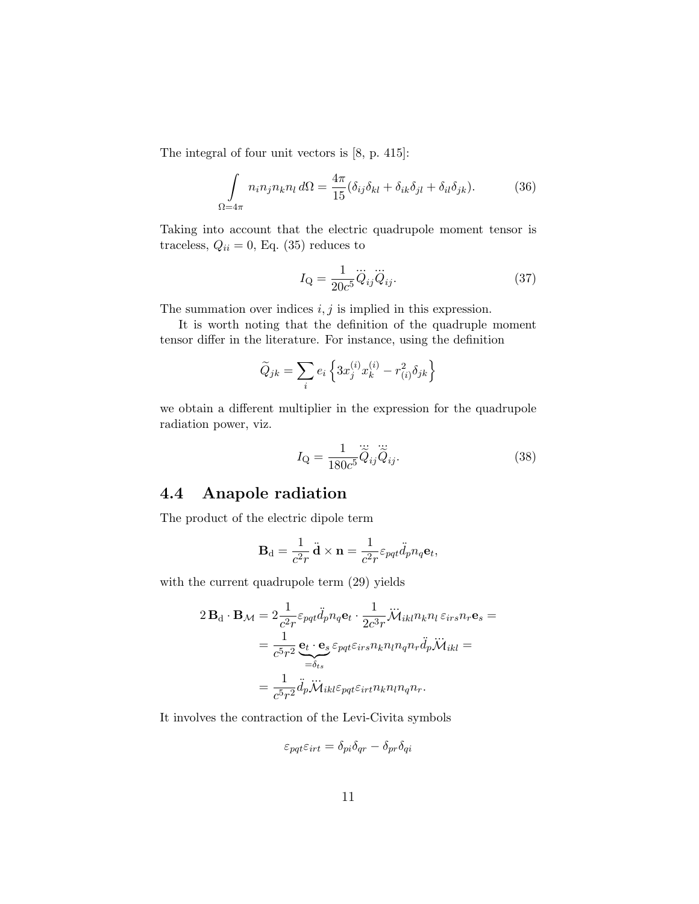The integral of four unit vectors is [8, p. 415]:

$$\int\limits_{\Omega=4\pi} n_i n_j n_k n_l \, d\Omega = \frac{4\pi}{15}(\delta_{ij}\delta_{kl} + \delta_{ik}\delta_{jl} + \delta_{il}\delta_{jk}). \tag{36}$$

Taking into account that the electric quadrupole moment tensor is traceless, $Q_{ii} = 0$, Eq. (35) reduces to

$$I_{\mathrm{Q}} = \frac{1}{20c^5} \dddot{Q}_{ij} \dddot{Q}_{ij}. \tag{37}$$

The summation over indices $i, j$ is implied in this expression.

It is worth noting that the definition of the quadruple moment tensor differ in the literature. For instance, using the definition

$$\widetilde{Q}_{jk} = \sum_i e_i \left\{ 3x_j^{(i)} x_k^{(i)} - r_{(i)}^2 \delta_{jk} \right\}$$

we obtain a different multiplier in the expression for the quadrupole radiation power, viz.

$$I_{\mathrm{Q}} = \frac{1}{180c^5} \dddot{\widetilde{Q}}_{ij} \dddot{\widetilde{Q}}_{ij}. \tag{38}$$

## 4.4 Anapole radiation

The product of the electric dipole term

$$\mathbf{B}_{\mathrm{d}} = \frac{1}{c^2 r} \, \ddot{\mathbf{d}} \times \mathbf{n} = \frac{1}{c^2 r} \varepsilon_{pqt} \ddot{d}_p n_q \mathbf{e}_t,$$

with the current quadrupole term (29) yields

$$\begin{aligned}
2\,\mathbf{B}_{\mathrm{d}} \cdot \mathbf{B}_{\mathcal{M}} &= 2\frac{1}{c^2 r} \varepsilon_{pqt} \ddot{d}_p n_q \mathbf{e}_t \cdot \frac{1}{2c^3 r} \dddot{\mathcal{M}}_{ikl} n_k n_l \, \varepsilon_{irs} n_r \mathbf{e}_s = \\
&= \frac{1}{c^5 r^2} \underbrace{\mathbf{e}_t \cdot \mathbf{e}_s}_{=\delta_{ts}} \varepsilon_{pqt} \varepsilon_{irs} n_k n_l n_q n_r \ddot{d}_p \dddot{\mathcal{M}}_{ikl} = \\
&= \frac{1}{c^5 r^2} \ddot{d}_p \dddot{\mathcal{M}}_{ikl} \varepsilon_{pqt} \varepsilon_{irt} n_k n_l n_q n_r.
\end{aligned}$$

It involves the contraction of the Levi-Civita symbols

$$\varepsilon_{pqt} \varepsilon_{irt} = \delta_{pi} \delta_{qr} - \delta_{pr} \delta_{qi}$$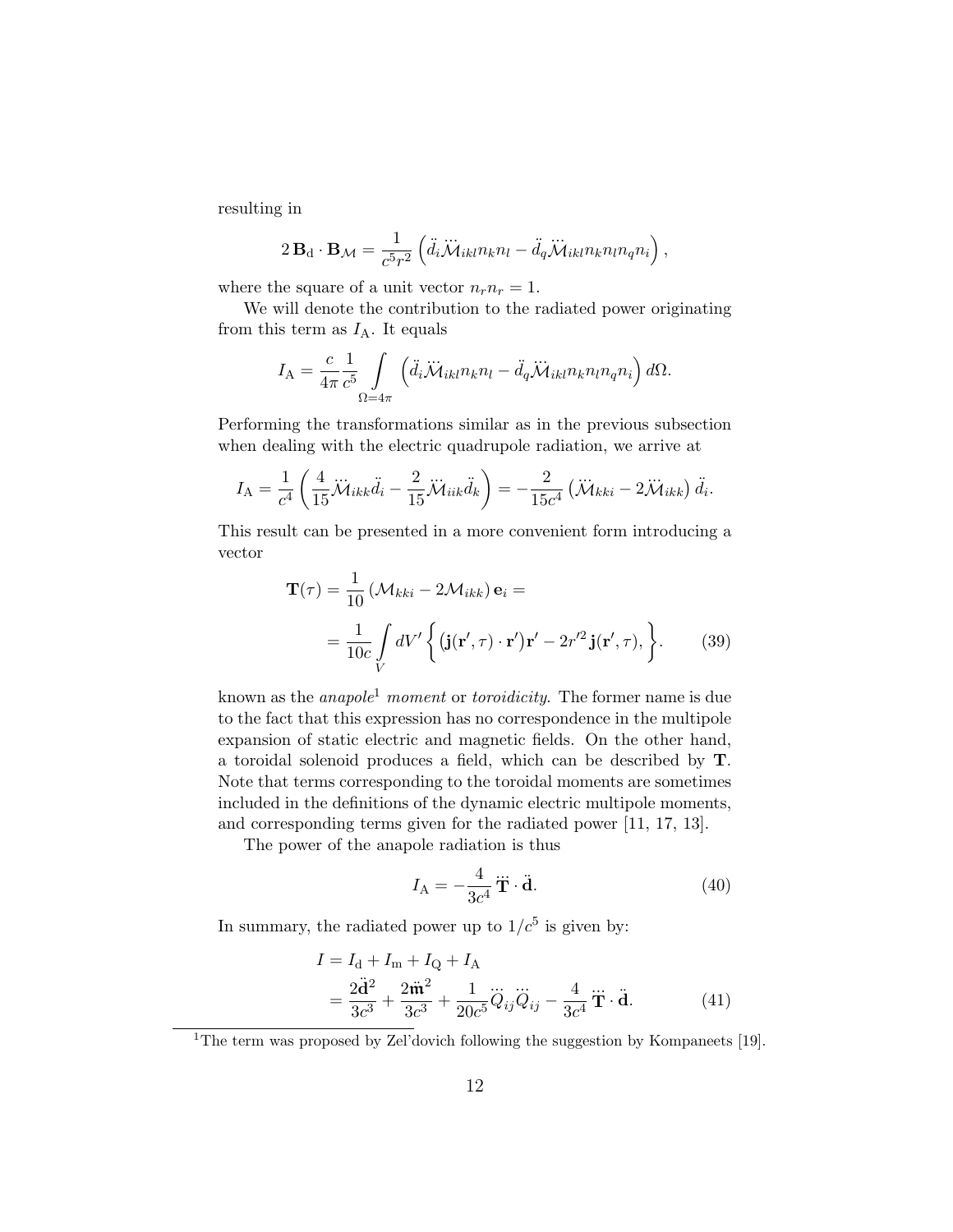resulting in

$$2\,\mathbf{B}_{\mathrm{d}} \cdot \mathbf{B}_{\mathcal{M}} = \frac{1}{c^5 r^2}\left(\ddot{d}_i \dddot{\mathcal{M}}_{ikl} n_k n_l - \ddot{d}_q \dddot{\mathcal{M}}_{ikl} n_k n_l n_q n_i\right),$$

where the square of a unit vector $n_r n_r = 1$.

We will denote the contribution to the radiated power originating from this term as $I_{\mathrm{A}}$. It equals

$$I_{\mathrm{A}} = \frac{c}{4\pi}\frac{1}{c^5} \int\limits_{\Omega=4\pi} \left(\ddot{d}_i \dddot{\mathcal{M}}_{ikl} n_k n_l - \ddot{d}_q \dddot{\mathcal{M}}_{ikl} n_k n_l n_q n_i\right) d\Omega.$$

Performing the transformations similar as in the previous subsection when dealing with the electric quadrupole radiation, we arrive at

$$I_{\mathrm{A}} = \frac{1}{c^4}\left(\frac{4}{15}\dddot{\mathcal{M}}_{ikk}\ddot{d}_i - \frac{2}{15}\dddot{\mathcal{M}}_{iik}\ddot{d}_k\right) = -\frac{2}{15c^4}\left(\dddot{\mathcal{M}}_{kki} - 2\dddot{\mathcal{M}}_{ikk}\right)\ddot{d}_i.$$

This result can be presented in a more convenient form introducing a vector

$$\begin{aligned}\mathbf{T}(\tau) &= \frac{1}{10}\left(\mathcal{M}_{kki} - 2\mathcal{M}_{ikk}\right)\mathbf{e}_i = \\ &= \frac{1}{10c}\int\limits_V dV' \left\{ \big(\mathbf{j}(\mathbf{r}', \tau)\cdot\mathbf{r}'\big)\mathbf{r}' - 2r'^2\,\mathbf{j}(\mathbf{r}', \tau), \right\}.\end{aligned} \tag{39}$$

known as the *anapole*[1] *moment* or *toroidicity*. The former name is due to the fact that this expression has no correspondence in the multipole expansion of static electric and magnetic fields. On the other hand, a toroidal solenoid produces a field, which can be described by $\mathbf{T}$. Note that terms corresponding to the toroidal moments are sometimes included in the definitions of the dynamic electric multipole moments, and corresponding terms given for the radiated power [11, 17, 13].

The power of the anapole radiation is thus

$$I_{\mathrm{A}} = -\frac{4}{3c^4}\,\dddot{\mathbf{T}}\cdot\ddot{\mathbf{d}}. \tag{40}$$

In summary, the radiated power up to $1/c^5$ is given by:

$$\begin{aligned} I &= I_{\mathrm{d}} + I_{\mathrm{m}} + I_{\mathrm{Q}} + I_{\mathrm{A}} \\ &= \frac{2\ddot{\mathbf{d}}^2}{3c^3} + \frac{2\ddot{\mathbf{m}}^2}{3c^3} + \frac{1}{20c^5}\dddot{Q}_{ij}\dddot{Q}_{ij} - \frac{4}{3c^4}\,\dddot{\mathbf{T}}\cdot\ddot{\mathbf{d}}. \end{aligned} \tag{41}$$

[1] The term was proposed by Zel'dovich following the suggestion by Kompaneets [19].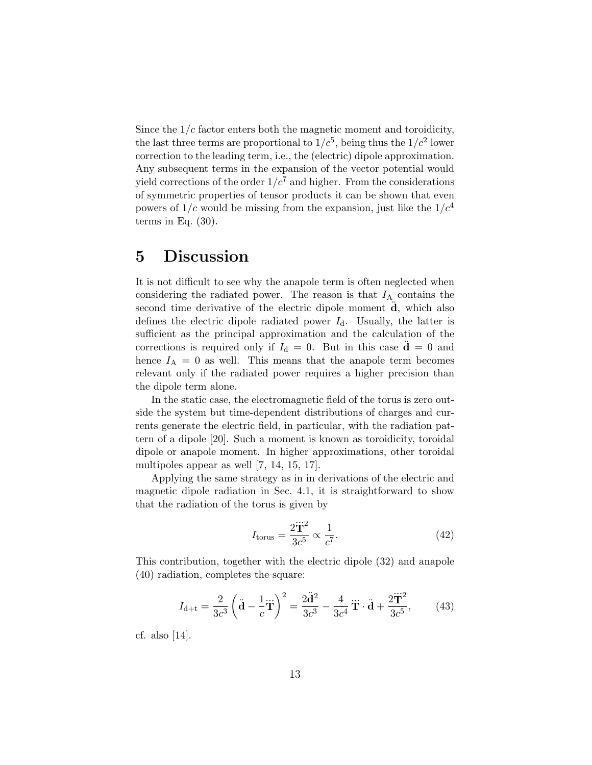Since the $1/c$ factor enters both the magnetic moment and toroidicity, the last three terms are proportional to $1/c^5$, being thus the $1/c^2$ lower correction to the leading term, i.e., the (electric) dipole approximation. Any subsequent terms in the expansion of the vector potential would yield corrections of the order $1/c^7$ and higher. From the considerations of symmetric properties of tensor products it can be shown that even powers of $1/c$ would be missing from the expansion, just like the $1/c^4$ terms in Eq. (30).

# 5 Discussion

It is not difficult to see why the anapole term is often neglected when considering the radiated power. The reason is that $I_{\mathrm{A}}$ contains the second time derivative of the electric dipole moment $\ddot{\mathbf{d}}$, which also defines the electric dipole radiated power $I_{\mathrm{d}}$. Usually, the latter is sufficient as the principal approximation and the calculation of the corrections is required only if $I_{\mathrm{d}} = 0$. But in this case $\ddot{\mathbf{d}} = 0$ and hence $I_{\mathrm{A}} = 0$ as well. This means that the anapole term becomes relevant only if the radiated power requires a higher precision than the dipole term alone.

In the static case, the electromagnetic field of the torus is zero outside the system but time-dependent distributions of charges and currents generate the electric field, in particular, with the radiation pattern of a dipole [20]. Such a moment is known as toroidicity, toroidal dipole or anapole moment. In higher approximations, other toroidal multipoles appear as well [7, 14, 15, 17].

Applying the same strategy as in in derivations of the electric and magnetic dipole radiation in Sec. 4.1, it is straightforward to show that the radiation of the torus is given by

$$I_{\mathrm{torus}} = \frac{2\dddot{\mathbf{T}}^2}{3c^5} \propto \frac{1}{c^7}. \tag{42}$$

This contribution, together with the electric dipole (32) and anapole (40) radiation, completes the square:

$$I_{\mathrm{d+t}} = \frac{2}{3c^3}\left(\ddot{\mathbf{d}} - \frac{1}{c}\dddot{\mathbf{T}}\right)^2 = \frac{2\ddot{\mathbf{d}}^2}{3c^3} - \frac{4}{3c^4}\,\dddot{\mathbf{T}}\cdot\ddot{\mathbf{d}} + \frac{2\dddot{\mathbf{T}}^2}{3c^5}, \tag{43}$$

cf. also [14].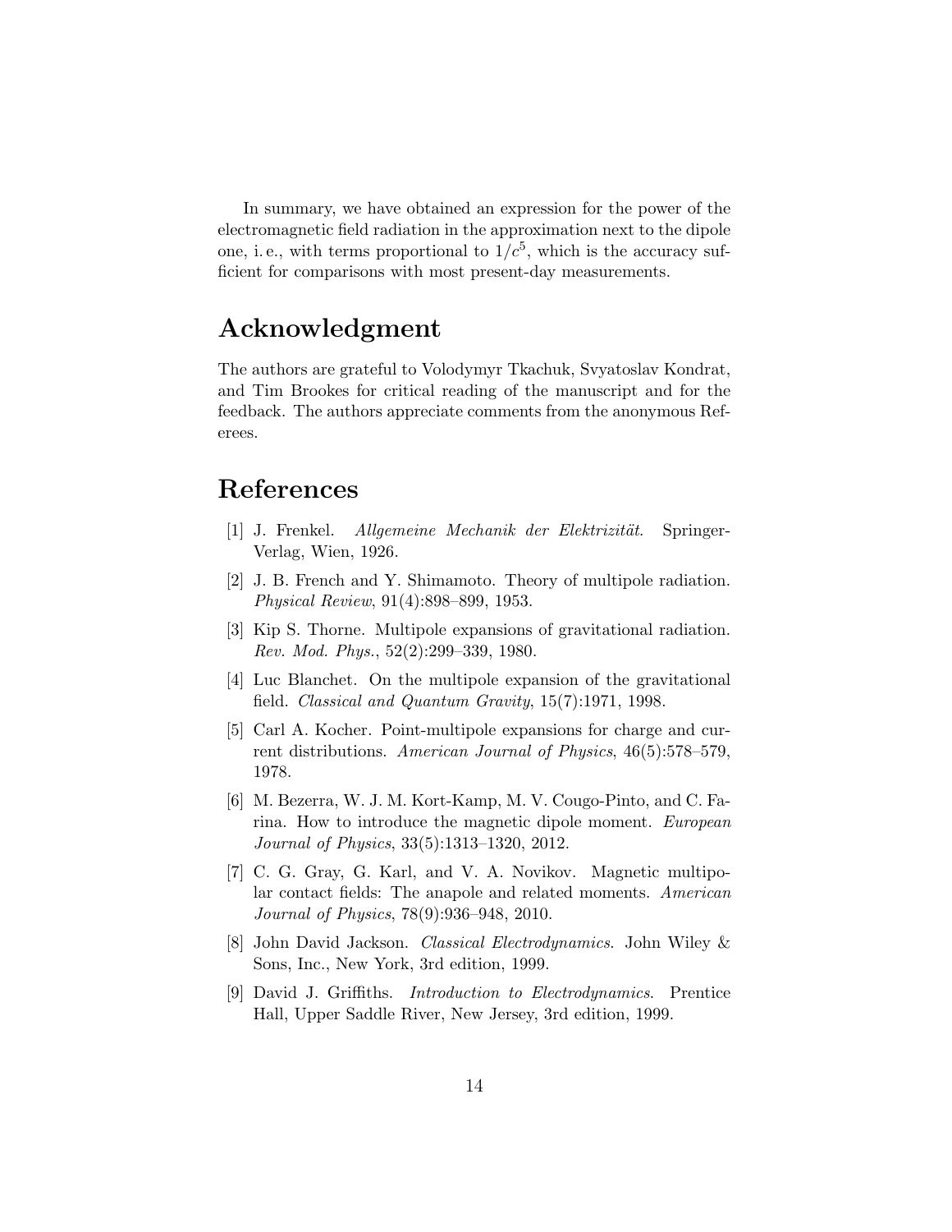In summary, we have obtained an expression for the power of the electromagnetic field radiation in the approximation next to the dipole one, i. e., with terms proportional to $1/c^5$, which is the accuracy sufficient for comparisons with most present-day measurements.

# Acknowledgment

The authors are grateful to Volodymyr Tkachuk, Svyatoslav Kondrat, and Tim Brookes for critical reading of the manuscript and for the feedback. The authors appreciate comments from the anonymous Referees.

# References

[1] J. Frenkel. *Allgemeine Mechanik der Elektrizität*. Springer-Verlag, Wien, 1926.

[2] J. B. French and Y. Shimamoto. Theory of multipole radiation. *Physical Review*, 91(4):898–899, 1953.

[3] Kip S. Thorne. Multipole expansions of gravitational radiation. *Rev. Mod. Phys.*, 52(2):299–339, 1980.

[4] Luc Blanchet. On the multipole expansion of the gravitational field. *Classical and Quantum Gravity*, 15(7):1971, 1998.

[5] Carl A. Kocher. Point-multipole expansions for charge and current distributions. *American Journal of Physics*, 46(5):578–579, 1978.

[6] M. Bezerra, W. J. M. Kort-Kamp, M. V. Cougo-Pinto, and C. Farina. How to introduce the magnetic dipole moment. *European Journal of Physics*, 33(5):1313–1320, 2012.

[7] C. G. Gray, G. Karl, and V. A. Novikov. Magnetic multipolar contact fields: The anapole and related moments. *American Journal of Physics*, 78(9):936–948, 2010.

[8] John David Jackson. *Classical Electrodynamics*. John Wiley & Sons, Inc., New York, 3rd edition, 1999.

[9] David J. Griffiths. *Introduction to Electrodynamics*. Prentice Hall, Upper Saddle River, New Jersey, 3rd edition, 1999.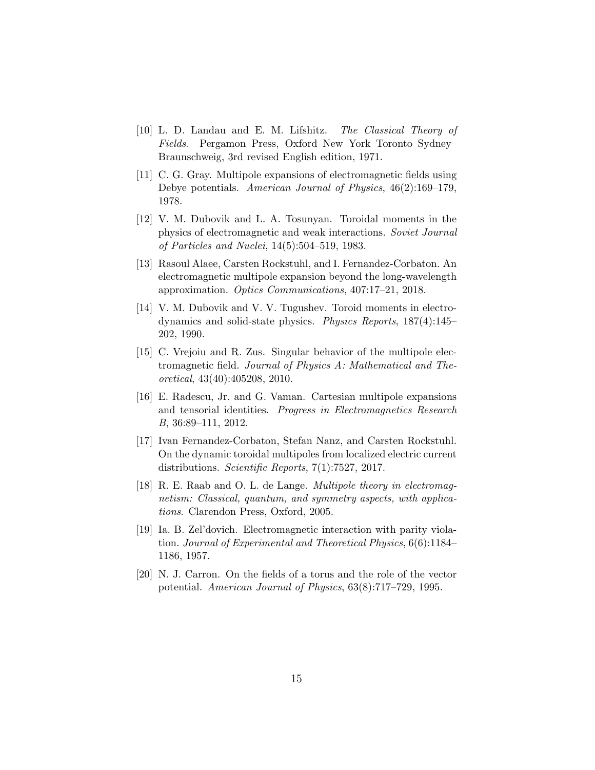[10] L. D. Landau and E. M. Lifshitz. *The Classical Theory of Fields*. Pergamon Press, Oxford–New York–Toronto–Sydney–Braunschweig, 3rd revised English edition, 1971.

[11] C. G. Gray. Multipole expansions of electromagnetic fields using Debye potentials. *American Journal of Physics*, 46(2):169–179, 1978.

[12] V. M. Dubovik and L. A. Tosunyan. Toroidal moments in the physics of electromagnetic and weak interactions. *Soviet Journal of Particles and Nuclei*, 14(5):504–519, 1983.

[13] Rasoul Alaee, Carsten Rockstuhl, and I. Fernandez-Corbaton. An electromagnetic multipole expansion beyond the long-wavelength approximation. *Optics Communications*, 407:17–21, 2018.

[14] V. M. Dubovik and V. V. Tugushev. Toroid moments in electrodynamics and solid-state physics. *Physics Reports*, 187(4):145–202, 1990.

[15] C. Vrejoiu and R. Zus. Singular behavior of the multipole electromagnetic field. *Journal of Physics A: Mathematical and Theoretical*, 43(40):405208, 2010.

[16] E. Radescu, Jr. and G. Vaman. Cartesian multipole expansions and tensorial identities. *Progress in Electromagnetics Research B*, 36:89–111, 2012.

[17] Ivan Fernandez-Corbaton, Stefan Nanz, and Carsten Rockstuhl. On the dynamic toroidal multipoles from localized electric current distributions. *Scientific Reports*, 7(1):7527, 2017.

[18] R. E. Raab and O. L. de Lange. *Multipole theory in electromagnetism: Classical, quantum, and symmetry aspects, with applications*. Clarendon Press, Oxford, 2005.

[19] Ia. B. Zel'dovich. Electromagnetic interaction with parity violation. *Journal of Experimental and Theoretical Physics*, 6(6):1184–1186, 1957.

[20] N. J. Carron. On the fields of a torus and the role of the vector potential. *American Journal of Physics*, 63(8):717–729, 1995.